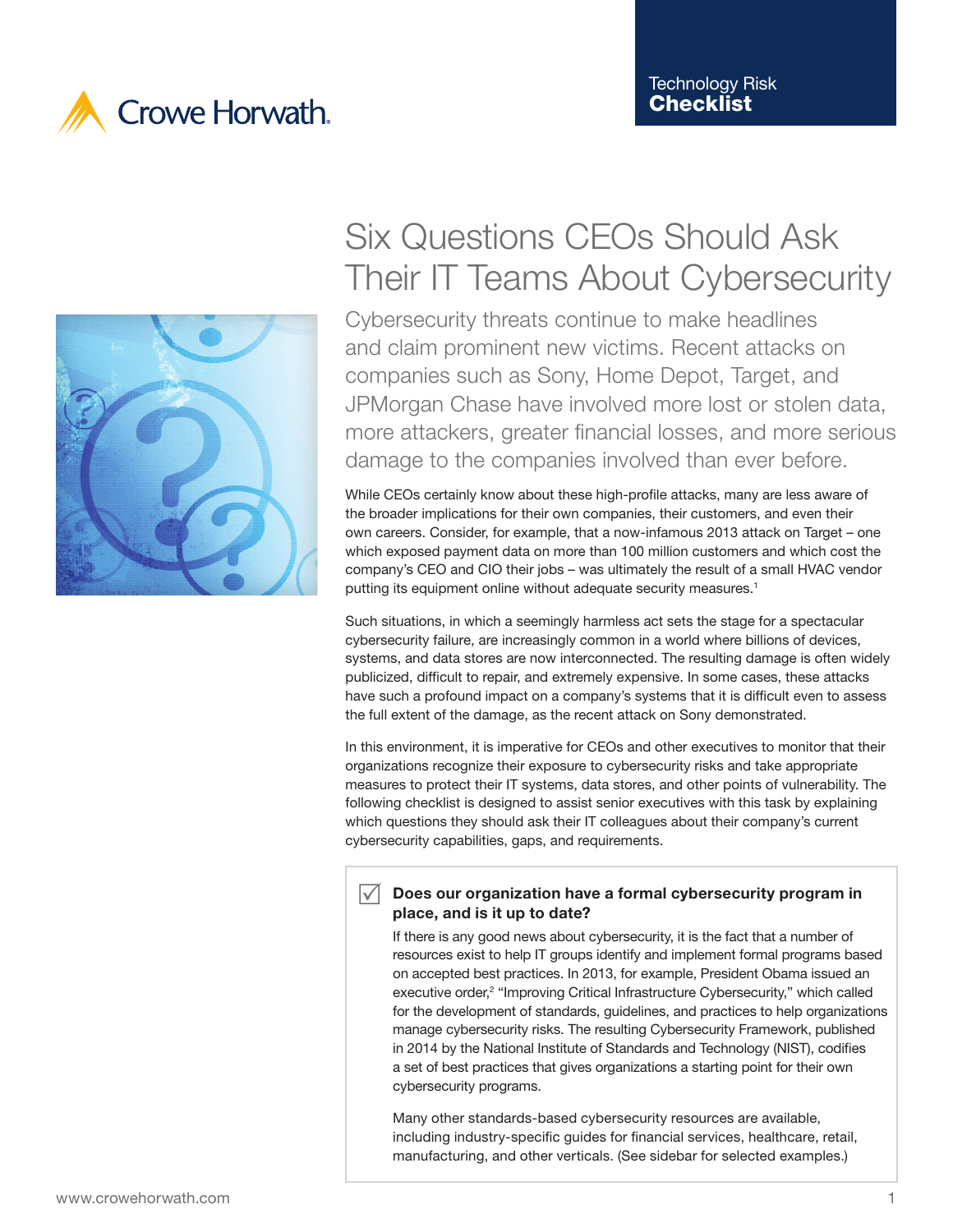Crowe Horwath.

Technology Risk
**Checklist**

# Six Questions CEOs Should Ask Their IT Teams About Cybersecurity

Cybersecurity threats continue to make headlines and claim prominent new victims. Recent attacks on companies such as Sony, Home Depot, Target, and JPMorgan Chase have involved more lost or stolen data, more attackers, greater financial losses, and more serious damage to the companies involved than ever before.

While CEOs certainly know about these high-profile attacks, many are less aware of the broader implications for their own companies, their customers, and even their own careers. Consider, for example, that a now-infamous 2013 attack on Target – one which exposed payment data on more than 100 million customers and which cost the company's CEO and CIO their jobs – was ultimately the result of a small HVAC vendor putting its equipment online without adequate security measures.[1]

Such situations, in which a seemingly harmless act sets the stage for a spectacular cybersecurity failure, are increasingly common in a world where billions of devices, systems, and data stores are now interconnected. The resulting damage is often widely publicized, difficult to repair, and extremely expensive. In some cases, these attacks have such a profound impact on a company's systems that it is difficult even to assess the full extent of the damage, as the recent attack on Sony demonstrated.

In this environment, it is imperative for CEOs and other executives to monitor that their organizations recognize their exposure to cybersecurity risks and take appropriate measures to protect their IT systems, data stores, and other points of vulnerability. The following checklist is designed to assist senior executives with this task by explaining which questions they should ask their IT colleagues about their company's current cybersecurity capabilities, gaps, and requirements.

### ☑ Does our organization have a formal cybersecurity program in place, and is it up to date?

If there is any good news about cybersecurity, it is the fact that a number of resources exist to help IT groups identify and implement formal programs based on accepted best practices. In 2013, for example, President Obama issued an executive order,[2] "Improving Critical Infrastructure Cybersecurity," which called for the development of standards, guidelines, and practices to help organizations manage cybersecurity risks. The resulting Cybersecurity Framework, published in 2014 by the National Institute of Standards and Technology (NIST), codifies a set of best practices that gives organizations a starting point for their own cybersecurity programs.

Many other standards-based cybersecurity resources are available, including industry-specific guides for financial services, healthcare, retail, manufacturing, and other verticals. (See sidebar for selected examples.)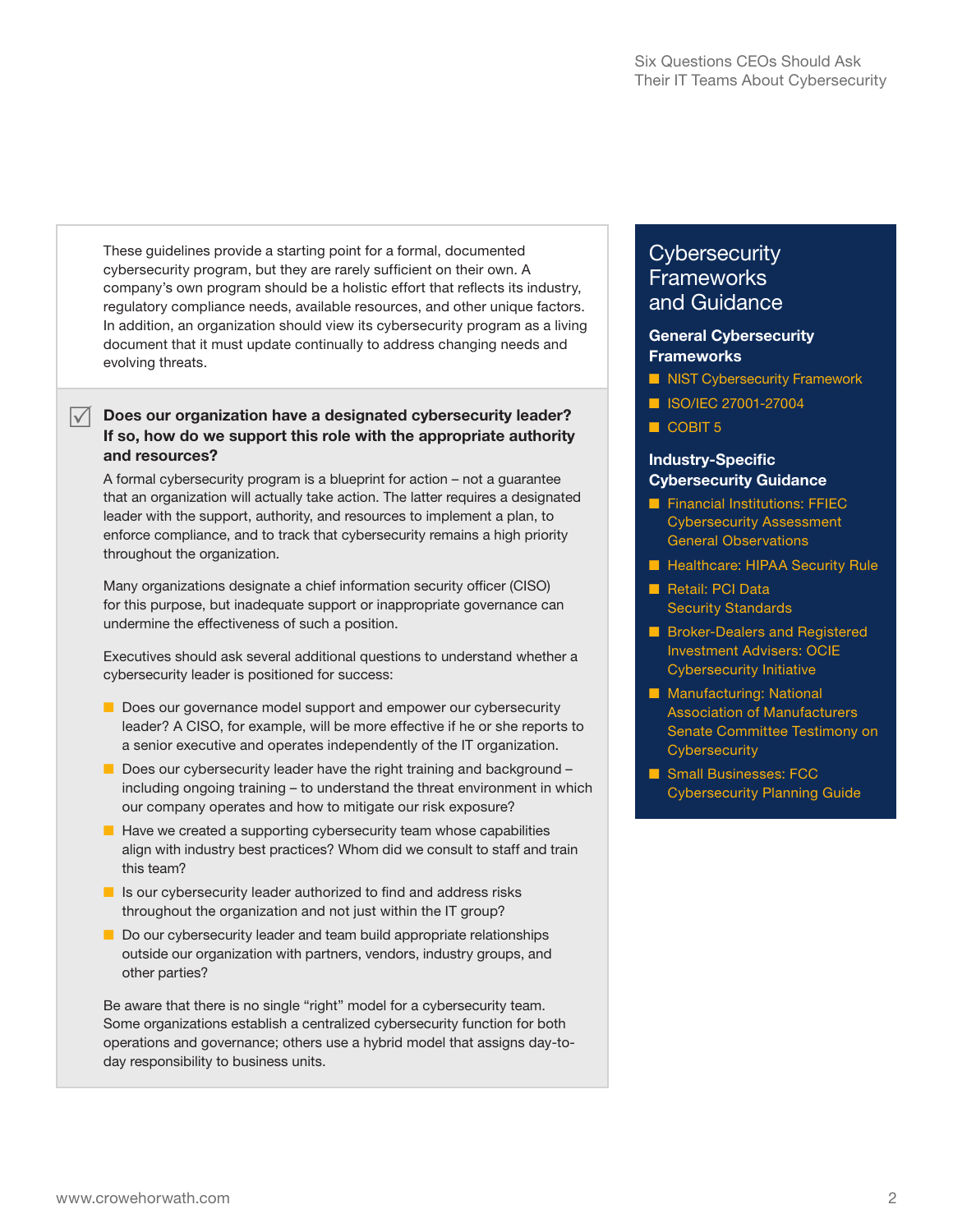These guidelines provide a starting point for a formal, documented cybersecurity program, but they are rarely sufficient on their own. A company's own program should be a holistic effort that reflects its industry, regulatory compliance needs, available resources, and other unique factors. In addition, an organization should view its cybersecurity program as a living document that it must update continually to address changing needs and evolving threats.

### Does our organization have a designated cybersecurity leader? If so, how do we support this role with the appropriate authority and resources?

A formal cybersecurity program is a blueprint for action – not a guarantee that an organization will actually take action. The latter requires a designated leader with the support, authority, and resources to implement a plan, to enforce compliance, and to track that cybersecurity remains a high priority throughout the organization.

Many organizations designate a chief information security officer (CISO) for this purpose, but inadequate support or inappropriate governance can undermine the effectiveness of such a position.

Executives should ask several additional questions to understand whether a cybersecurity leader is positioned for success:

- Does our governance model support and empower our cybersecurity leader? A CISO, for example, will be more effective if he or she reports to a senior executive and operates independently of the IT organization.
- Does our cybersecurity leader have the right training and background – including ongoing training – to understand the threat environment in which our company operates and how to mitigate our risk exposure?
- Have we created a supporting cybersecurity team whose capabilities align with industry best practices? Whom did we consult to staff and train this team?
- Is our cybersecurity leader authorized to find and address risks throughout the organization and not just within the IT group?
- Do our cybersecurity leader and team build appropriate relationships outside our organization with partners, vendors, industry groups, and other parties?

Be aware that there is no single "right" model for a cybersecurity team. Some organizations establish a centralized cybersecurity function for both operations and governance; others use a hybrid model that assigns day-to-day responsibility to business units.

## Cybersecurity Frameworks and Guidance

**General Cybersecurity Frameworks**

- NIST Cybersecurity Framework
- ISO/IEC 27001-27004
- COBIT 5

**Industry-Specific Cybersecurity Guidance**

- Financial Institutions: FFIEC Cybersecurity Assessment General Observations
- Healthcare: HIPAA Security Rule
- Retail: PCI Data Security Standards
- Broker-Dealers and Registered Investment Advisers: OCIE Cybersecurity Initiative
- Manufacturing: National Association of Manufacturers Senate Committee Testimony on Cybersecurity
- Small Businesses: FCC Cybersecurity Planning Guide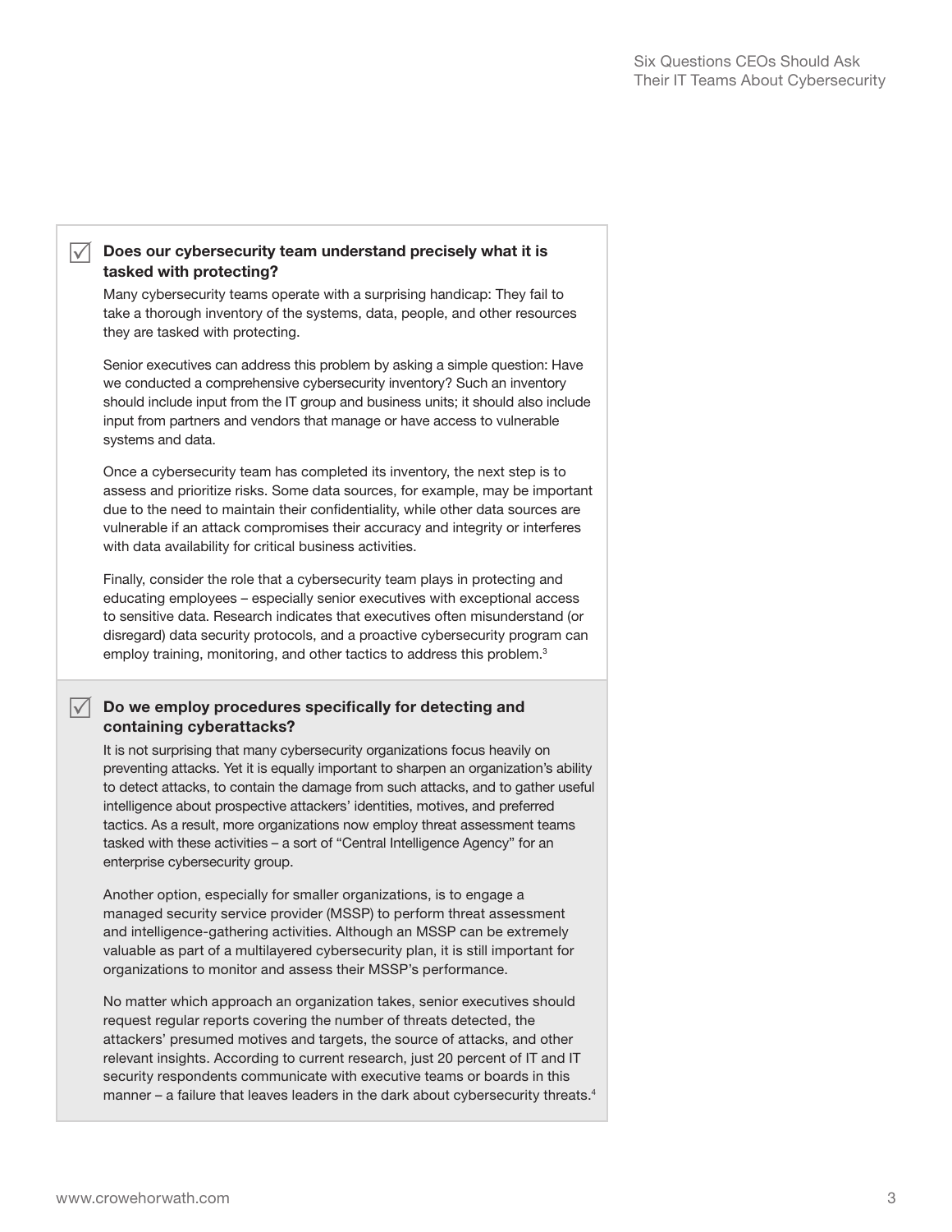### ☑ Does our cybersecurity team understand precisely what it is tasked with protecting?

Many cybersecurity teams operate with a surprising handicap: They fail to take a thorough inventory of the systems, data, people, and other resources they are tasked with protecting.

Senior executives can address this problem by asking a simple question: Have we conducted a comprehensive cybersecurity inventory? Such an inventory should include input from the IT group and business units; it should also include input from partners and vendors that manage or have access to vulnerable systems and data.

Once a cybersecurity team has completed its inventory, the next step is to assess and prioritize risks. Some data sources, for example, may be important due to the need to maintain their confidentiality, while other data sources are vulnerable if an attack compromises their accuracy and integrity or interferes with data availability for critical business activities.

Finally, consider the role that a cybersecurity team plays in protecting and educating employees – especially senior executives with exceptional access to sensitive data. Research indicates that executives often misunderstand (or disregard) data security protocols, and a proactive cybersecurity program can employ training, monitoring, and other tactics to address this problem.[3]

### ☑ Do we employ procedures specifically for detecting and containing cyberattacks?

It is not surprising that many cybersecurity organizations focus heavily on preventing attacks. Yet it is equally important to sharpen an organization's ability to detect attacks, to contain the damage from such attacks, and to gather useful intelligence about prospective attackers' identities, motives, and preferred tactics. As a result, more organizations now employ threat assessment teams tasked with these activities – a sort of "Central Intelligence Agency" for an enterprise cybersecurity group.

Another option, especially for smaller organizations, is to engage a managed security service provider (MSSP) to perform threat assessment and intelligence-gathering activities. Although an MSSP can be extremely valuable as part of a multilayered cybersecurity plan, it is still important for organizations to monitor and assess their MSSP's performance.

No matter which approach an organization takes, senior executives should request regular reports covering the number of threats detected, the attackers' presumed motives and targets, the source of attacks, and other relevant insights. According to current research, just 20 percent of IT and IT security respondents communicate with executive teams or boards in this manner – a failure that leaves leaders in the dark about cybersecurity threats.[4]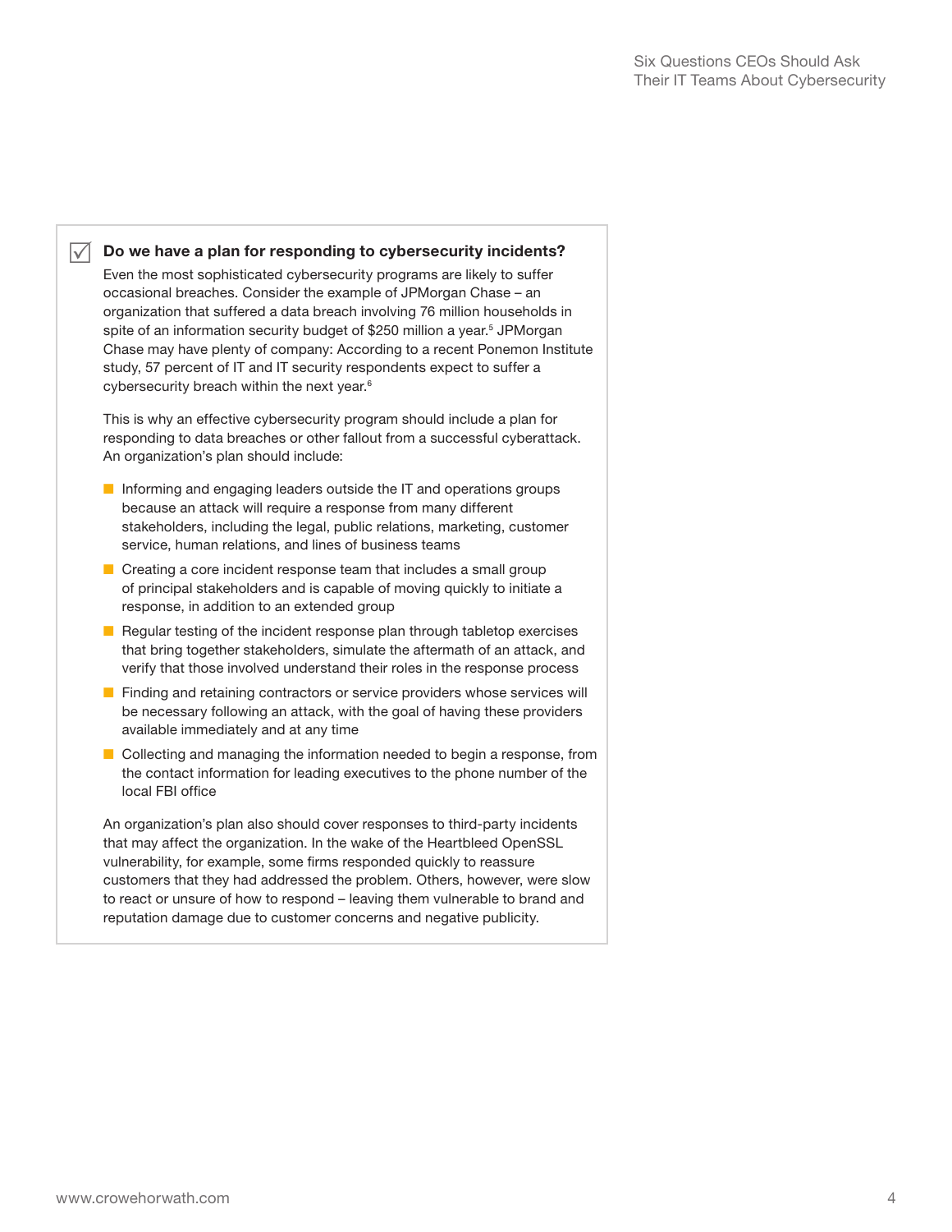### Do we have a plan for responding to cybersecurity incidents?

Even the most sophisticated cybersecurity programs are likely to suffer occasional breaches. Consider the example of JPMorgan Chase – an organization that suffered a data breach involving 76 million households in spite of an information security budget of $250 million a year.[5] JPMorgan Chase may have plenty of company: According to a recent Ponemon Institute study, 57 percent of IT and IT security respondents expect to suffer a cybersecurity breach within the next year.[6]

This is why an effective cybersecurity program should include a plan for responding to data breaches or other fallout from a successful cyberattack. An organization's plan should include:

- Informing and engaging leaders outside the IT and operations groups because an attack will require a response from many different stakeholders, including the legal, public relations, marketing, customer service, human relations, and lines of business teams
- Creating a core incident response team that includes a small group of principal stakeholders and is capable of moving quickly to initiate a response, in addition to an extended group
- Regular testing of the incident response plan through tabletop exercises that bring together stakeholders, simulate the aftermath of an attack, and verify that those involved understand their roles in the response process
- Finding and retaining contractors or service providers whose services will be necessary following an attack, with the goal of having these providers available immediately and at any time
- Collecting and managing the information needed to begin a response, from the contact information for leading executives to the phone number of the local FBI office

An organization's plan also should cover responses to third-party incidents that may affect the organization. In the wake of the Heartbleed OpenSSL vulnerability, for example, some firms responded quickly to reassure customers that they had addressed the problem. Others, however, were slow to react or unsure of how to respond – leaving them vulnerable to brand and reputation damage due to customer concerns and negative publicity.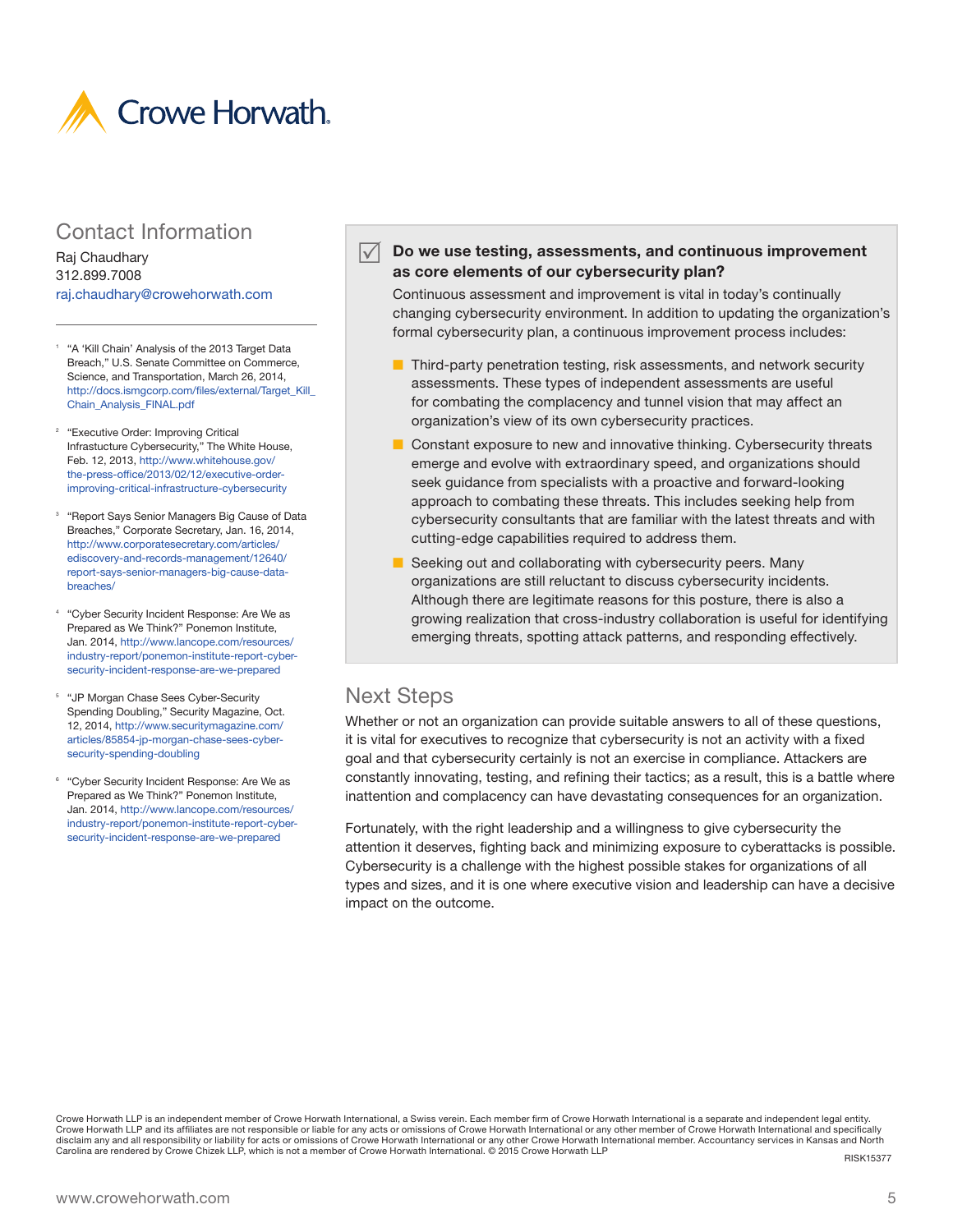Crowe Horwath.

## Contact Information

Raj Chaudhary
312.899.7008
raj.chaudhary@crowehorwath.com

[1] "A 'Kill Chain' Analysis of the 2013 Target Data Breach," U.S. Senate Committee on Commerce, Science, and Transportation, March 26, 2014, http://docs.ismgcorp.com/files/external/Target_Kill_Chain_Analysis_FINAL.pdf

[2] "Executive Order: Improving Critical Infrastucture Cybersecurity," The White House, Feb. 12, 2013, http://www.whitehouse.gov/the-press-office/2013/02/12/executive-order-improving-critical-infrastructure-cybersecurity

[3] "Report Says Senior Managers Big Cause of Data Breaches," Corporate Secretary, Jan. 16, 2014, http://www.corporatesecretary.com/articles/ediscovery-and-records-management/12640/report-says-senior-managers-big-cause-data-breaches/

[4] "Cyber Security Incident Response: Are We as Prepared as We Think?" Ponemon Institute, Jan. 2014, http://www.lancope.com/resources/industry-report/ponemon-institute-report-cyber-security-incident-response-are-we-prepared

[5] "JP Morgan Chase Sees Cyber-Security Spending Doubling," Security Magazine, Oct. 12, 2014, http://www.securitymagazine.com/articles/85854-jp-morgan-chase-sees-cyber-security-spending-doubling

[6] "Cyber Security Incident Response: Are We as Prepared as We Think?" Ponemon Institute, Jan. 2014, http://www.lancope.com/resources/industry-report/ponemon-institute-report-cyber-security-incident-response-are-we-prepared

### Do we use testing, assessments, and continuous improvement as core elements of our cybersecurity plan?

Continuous assessment and improvement is vital in today's continually changing cybersecurity environment. In addition to updating the organization's formal cybersecurity plan, a continuous improvement process includes:

- Third-party penetration testing, risk assessments, and network security assessments. These types of independent assessments are useful for combating the complacency and tunnel vision that may affect an organization's view of its own cybersecurity practices.
- Constant exposure to new and innovative thinking. Cybersecurity threats emerge and evolve with extraordinary speed, and organizations should seek guidance from specialists with a proactive and forward-looking approach to combating these threats. This includes seeking help from cybersecurity consultants that are familiar with the latest threats and with cutting-edge capabilities required to address them.
- Seeking out and collaborating with cybersecurity peers. Many organizations are still reluctant to discuss cybersecurity incidents. Although there are legitimate reasons for this posture, there is also a growing realization that cross-industry collaboration is useful for identifying emerging threats, spotting attack patterns, and responding effectively.

## Next Steps

Whether or not an organization can provide suitable answers to all of these questions, it is vital for executives to recognize that cybersecurity is not an activity with a fixed goal and that cybersecurity certainly is not an exercise in compliance. Attackers are constantly innovating, testing, and refining their tactics; as a result, this is a battle where inattention and complacency can have devastating consequences for an organization.

Fortunately, with the right leadership and a willingness to give cybersecurity the attention it deserves, fighting back and minimizing exposure to cyberattacks is possible. Cybersecurity is a challenge with the highest possible stakes for organizations of all types and sizes, and it is one where executive vision and leadership can have a decisive impact on the outcome.

Crowe Horwath LLP is an independent member of Crowe Horwath International, a Swiss verein. Each member firm of Crowe Horwath International is a separate and independent legal entity. Crowe Horwath LLP and its affiliates are not responsible or liable for any acts or omissions of Crowe Horwath International or any other member of Crowe Horwath International and specifically disclaim any and all responsibility or liability for acts or omissions of Crowe Horwath International or any other Crowe Horwath International member. Accountancy services in Kansas and North Carolina are rendered by Crowe Chizek LLP, which is not a member of Crowe Horwath International. © 2015 Crowe Horwath LLP

RISK15377

www.crowehorwath.com